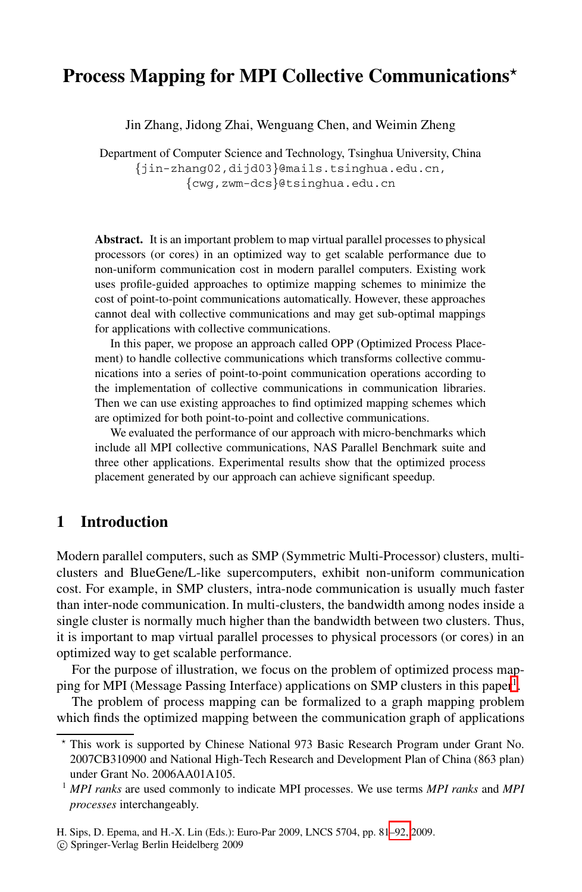# Process Mapping for MPI Collective Communications*

Jin Zhang, Jidong Zhai, Wenguang Chen, and Weimin Zheng

Department of Computer Science and Technology, Tsinghua University, China
{jin-zhang02,dijd03}@mails.tsinghua.edu.cn,
{cwg,zwm-dcs}@tsinghua.edu.cn

**Abstract.** It is an important problem to map virtual parallel processes to physical processors (or cores) in an optimized way to get scalable performance due to non-uniform communication cost in modern parallel computers. Existing work uses profile-guided approaches to optimize mapping schemes to minimize the cost of point-to-point communications automatically. However, these approaches cannot deal with collective communications and may get sub-optimal mappings for applications with collective communications.

In this paper, we propose an approach called OPP (Optimized Process Placement) to handle collective communications which transforms collective communications into a series of point-to-point communication operations according to the implementation of collective communications in communication libraries. Then we can use existing approaches to find optimized mapping schemes which are optimized for both point-to-point and collective communications.

We evaluated the performance of our approach with micro-benchmarks which include all MPI collective communications, NAS Parallel Benchmark suite and three other applications. Experimental results show that the optimized process placement generated by our approach can achieve significant speedup.

## 1 Introduction

Modern parallel computers, such as SMP (Symmetric Multi-Processor) clusters, multi-clusters and BlueGene/L-like supercomputers, exhibit non-uniform communication cost. For example, in SMP clusters, intra-node communication is usually much faster than inter-node communication. In multi-clusters, the bandwidth among nodes inside a single cluster is normally much higher than the bandwidth between two clusters. Thus, it is important to map virtual parallel processes to physical processors (or cores) in an optimized way to get scalable performance.

For the purpose of illustration, we focus on the problem of optimized process mapping for MPI (Message Passing Interface) applications on SMP clusters in this paper[1].

The problem of process mapping can be formalized to a graph mapping problem which finds the optimized mapping between the communication graph of applications

---

* This work is supported by Chinese National 973 Basic Research Program under Grant No. 2007CB310900 and National High-Tech Research and Development Plan of China (863 plan) under Grant No. 2006AA01A105.

[1] *MPI ranks* are used commonly to indicate MPI processes. We use terms *MPI ranks* and *MPI processes* interchangeably.

H. Sips, D. Epema, and H.-X. Lin (Eds.): Euro-Par 2009, LNCS 5704, pp. 81–92, 2009.
© Springer-Verlag Berlin Heidelberg 2009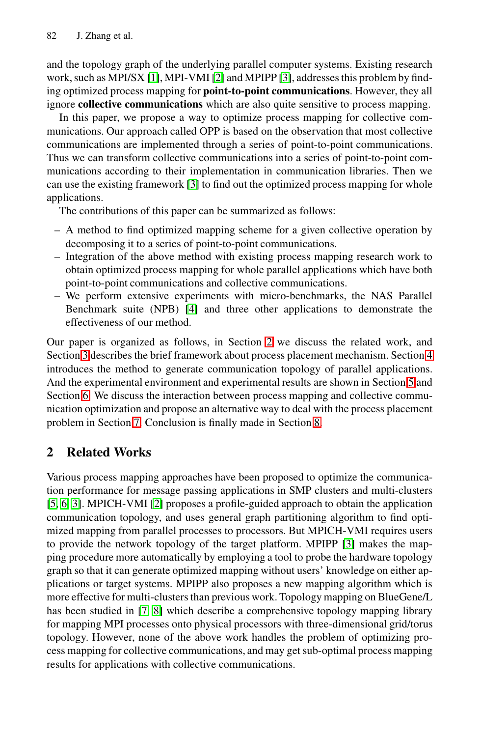and the topology graph of the underlying parallel computer systems. Existing research work, such as MPI/SX [1], MPI-VMI [2] and MPIPP [3], addresses this problem by finding optimized process mapping for **point-to-point communications**. However, they all ignore **collective communications** which are also quite sensitive to process mapping.

In this paper, we propose a way to optimize process mapping for collective communications. Our approach called OPP is based on the observation that most collective communications are implemented through a series of point-to-point communications. Thus we can transform collective communications into a series of point-to-point communications according to their implementation in communication libraries. Then we can use the existing framework [3] to find out the optimized process mapping for whole applications.

The contributions of this paper can be summarized as follows:

- A method to find optimized mapping scheme for a given collective operation by decomposing it to a series of point-to-point communications.
- Integration of the above method with existing process mapping research work to obtain optimized process mapping for whole parallel applications which have both point-to-point communications and collective communications.
- We perform extensive experiments with micro-benchmarks, the NAS Parallel Benchmark suite (NPB) [4] and three other applications to demonstrate the effectiveness of our method.

Our paper is organized as follows, in Section 2 we discuss the related work, and Section 3 describes the brief framework about process placement mechanism. Section 4 introduces the method to generate communication topology of parallel applications. And the experimental environment and experimental results are shown in Section 5 and Section 6. We discuss the interaction between process mapping and collective communication optimization and propose an alternative way to deal with the process placement problem in Section 7. Conclusion is finally made in Section 8.

## 2 Related Works

Various process mapping approaches have been proposed to optimize the communication performance for message passing applications in SMP clusters and multi-clusters [5, 6, 3]. MPICH-VMI [2] proposes a profile-guided approach to obtain the application communication topology, and uses general graph partitioning algorithm to find optimized mapping from parallel processes to processors. But MPICH-VMI requires users to provide the network topology of the target platform. MPIPP [3] makes the mapping procedure more automatically by employing a tool to probe the hardware topology graph so that it can generate optimized mapping without users' knowledge on either applications or target systems. MPIPP also proposes a new mapping algorithm which is more effective for multi-clusters than previous work. Topology mapping on BlueGene/L has been studied in [7, 8] which describe a comprehensive topology mapping library for mapping MPI processes onto physical processors with three-dimensional grid/torus topology. However, none of the above work handles the problem of optimizing process mapping for collective communications, and may get sub-optimal process mapping results for applications with collective communications.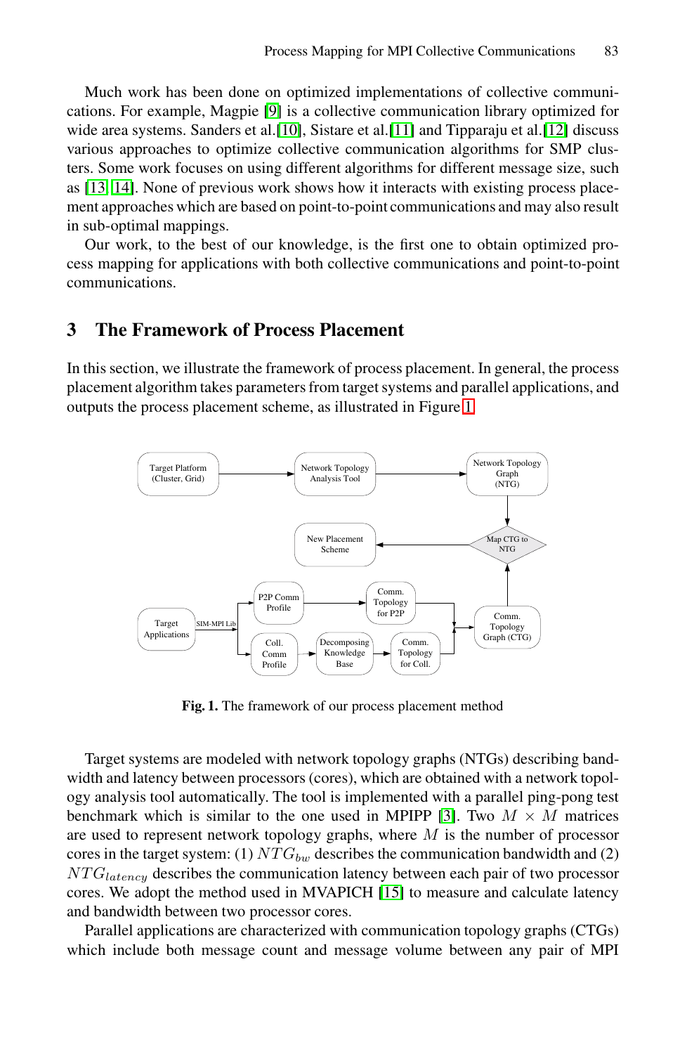Much work has been done on optimized implementations of collective communications. For example, Magpie [9] is a collective communication library optimized for wide area systems. Sanders et al.[10], Sistare et al.[11] and Tipparaju et al.[12] discuss various approaches to optimize collective communication algorithms for SMP clusters. Some work focuses on using different algorithms for different message size, such as [13, 14]. None of previous work shows how it interacts with existing process placement approaches which are based on point-to-point communications and may also result in sub-optimal mappings.

Our work, to the best of our knowledge, is the first one to obtain optimized process mapping for applications with both collective communications and point-to-point communications.

## 3 The Framework of Process Placement

In this section, we illustrate the framework of process placement. In general, the process placement algorithm takes parameters from target systems and parallel applications, and outputs the process placement scheme, as illustrated in Figure 1.

**Fig. 1.** The framework of our process placement method

Target systems are modeled with network topology graphs (NTGs) describing bandwidth and latency between processors (cores), which are obtained with a network topology analysis tool automatically. The tool is implemented with a parallel ping-pong test benchmark which is similar to the one used in MPIPP [3]. Two $M \times M$ matrices are used to represent network topology graphs, where $M$ is the number of processor cores in the target system: (1) $NTG_{bw}$ describes the communication bandwidth and (2) $NTG_{latency}$ describes the communication latency between each pair of two processor cores. We adopt the method used in MVAPICH [15] to measure and calculate latency and bandwidth between two processor cores.

Parallel applications are characterized with communication topology graphs (CTGs) which include both message count and message volume between any pair of MPI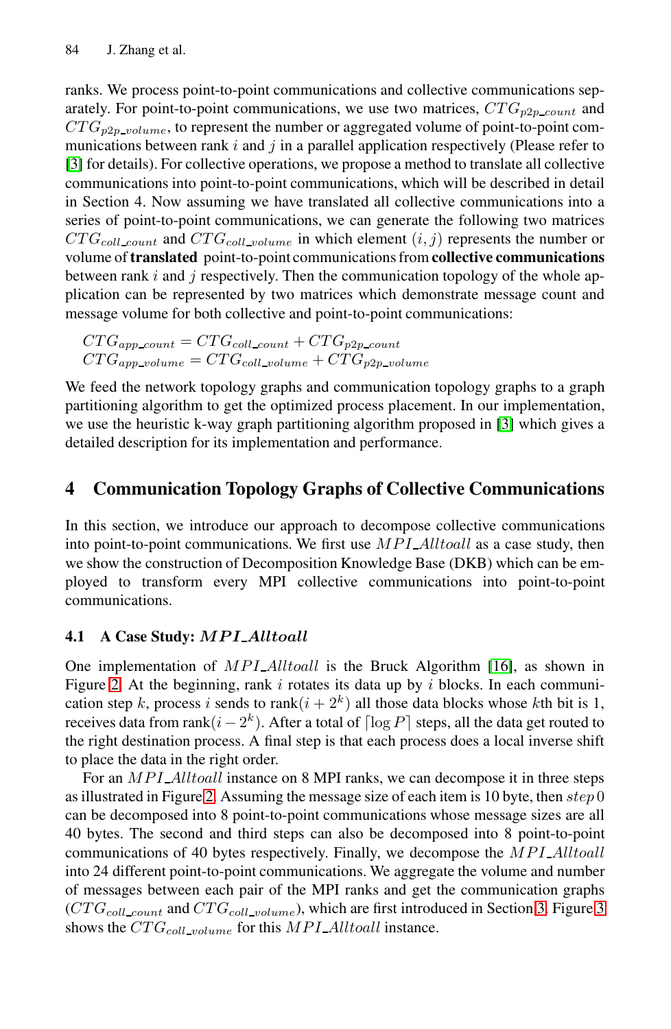ranks. We process point-to-point communications and collective communications separately. For point-to-point communications, we use two matrices, $CTG_{p2p\_count}$ and $CTG_{p2p\_volume}$, to represent the number or aggregated volume of point-to-point communications between rank $i$ and $j$ in a parallel application respectively (Please refer to [3] for details). For collective operations, we propose a method to translate all collective communications into point-to-point communications, which will be described in detail in Section 4. Now assuming we have translated all collective communications into a series of point-to-point communications, we can generate the following two matrices $CTG_{coll\_count}$ and $CTG_{coll\_volume}$ in which element $(i, j)$ represents the number or volume of **translated** point-to-point communications from **collective communications** between rank $i$ and $j$ respectively. Then the communication topology of the whole application can be represented by two matrices which demonstrate message count and message volume for both collective and point-to-point communications:

$$CTG_{app\_count} = CTG_{coll\_count} + CTG_{p2p\_count}$$
$$CTG_{app\_volume} = CTG_{coll\_volume} + CTG_{p2p\_volume}$$

We feed the network topology graphs and communication topology graphs to a graph partitioning algorithm to get the optimized process placement. In our implementation, we use the heuristic k-way graph partitioning algorithm proposed in [3] which gives a detailed description for its implementation and performance.

## 4 Communication Topology Graphs of Collective Communications

In this section, we introduce our approach to decompose collective communications into point-to-point communications. We first use $MPI\_Alltoall$ as a case study, then we show the construction of Decomposition Knowledge Base (DKB) which can be employed to transform every MPI collective communications into point-to-point communications.

### 4.1 A Case Study: $MPI\_Alltoall$

One implementation of $MPI\_Alltoall$ is the Bruck Algorithm [16], as shown in Figure 2. At the beginning, rank $i$ rotates its data up by $i$ blocks. In each communication step $k$, process $i$ sends to rank$(i + 2^k)$ all those data blocks whose $k$th bit is 1, receives data from rank$(i - 2^k)$. After a total of $\lceil \log P \rceil$ steps, all the data get routed to the right destination process. A final step is that each process does a local inverse shift to place the data in the right order.

For an $MPI\_Alltoall$ instance on 8 MPI ranks, we can decompose it in three steps as illustrated in Figure 2. Assuming the message size of each item is 10 byte, then $step\,0$ can be decomposed into 8 point-to-point communications whose message sizes are all 40 bytes. The second and third steps can also be decomposed into 8 point-to-point communications of 40 bytes respectively. Finally, we decompose the $MPI\_Alltoall$ into 24 different point-to-point communications. We aggregate the volume and number of messages between each pair of the MPI ranks and get the communication graphs ($CTG_{coll\_count}$ and $CTG_{coll\_volume}$), which are first introduced in Section 3. Figure 3 shows the $CTG_{coll\_volume}$ for this $MPI\_Alltoall$ instance.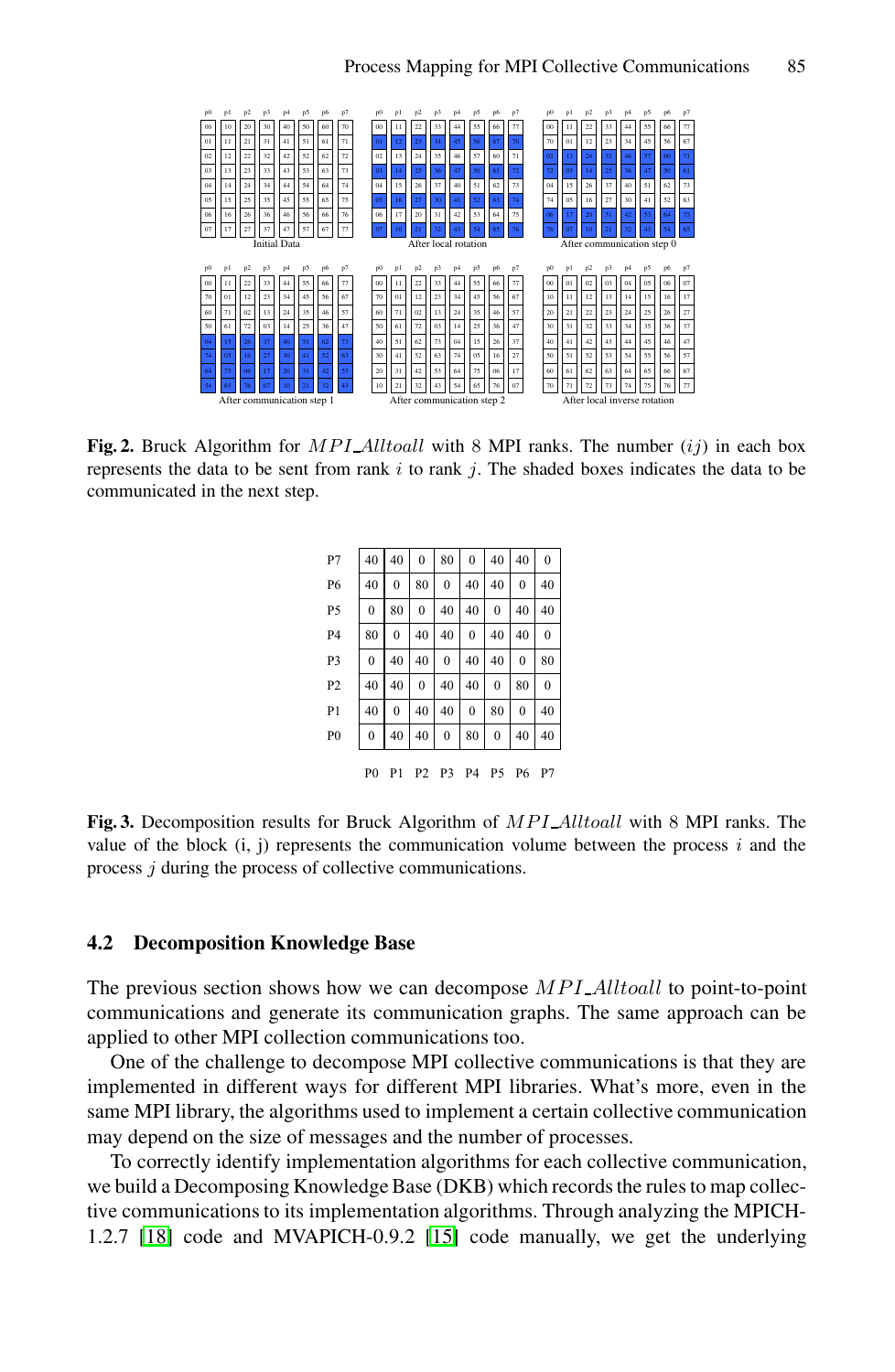**Initial Data**

| p0 | p1 | p2 | p3 | p4 | p5 | p6 | p7 |
|---|---|---|---|---|---|---|---|
| 00 | 10 | 20 | 30 | 40 | 50 | 60 | 70 |
| 01 | 11 | 21 | 31 | 41 | 51 | 61 | 71 |
| 02 | 12 | 22 | 32 | 42 | 52 | 62 | 72 |
| 03 | 13 | 23 | 33 | 43 | 53 | 63 | 73 |
| 04 | 14 | 24 | 34 | 44 | 54 | 64 | 74 |
| 05 | 15 | 25 | 35 | 45 | 55 | 65 | 75 |
| 06 | 16 | 26 | 36 | 46 | 56 | 66 | 76 |
| 07 | 17 | 27 | 37 | 47 | 57 | 67 | 77 |

**After local rotation**

| p0 | p1 | p2 | p3 | p4 | p5 | p6 | p7 |
|---|---|---|---|---|---|---|---|
| 00 | 11 | 22 | 33 | 44 | 55 | 66 | 77 |
| 01 | 12 | 23 | 34 | 45 | 56 | 67 | 70 |
| 02 | 13 | 24 | 35 | 46 | 57 | 60 | 71 |
| 03 | 14 | 25 | 36 | 47 | 50 | 61 | 72 |
| 04 | 15 | 26 | 37 | 40 | 51 | 62 | 73 |
| 05 | 16 | 27 | 30 | 41 | 52 | 63 | 74 |
| 06 | 17 | 20 | 31 | 42 | 53 | 64 | 75 |
| 07 | 10 | 21 | 32 | 43 | 54 | 65 | 76 |

**After communication step 0**

| p0 | p1 | p2 | p3 | p4 | p5 | p6 | p7 |
|---|---|---|---|---|---|---|---|
| 00 | 11 | 22 | 33 | 44 | 55 | 66 | 77 |
| 70 | 01 | 12 | 23 | 34 | 45 | 56 | 67 |
| 02 | 13 | 24 | 35 | 46 | 57 | 60 | 71 |
| 72 | 03 | 14 | 25 | 36 | 47 | 50 | 61 |
| 04 | 15 | 26 | 37 | 40 | 51 | 62 | 73 |
| 74 | 05 | 16 | 27 | 30 | 41 | 52 | 63 |
| 06 | 17 | 20 | 31 | 42 | 53 | 64 | 75 |
| 76 | 07 | 10 | 21 | 32 | 43 | 54 | 65 |

**After communication step 1**

| p0 | p1 | p2 | p3 | p4 | p5 | p6 | p7 |
|---|---|---|---|---|---|---|---|
| 00 | 11 | 22 | 33 | 44 | 55 | 66 | 77 |
| 70 | 01 | 12 | 23 | 34 | 45 | 56 | 67 |
| 60 | 71 | 02 | 13 | 24 | 35 | 46 | 57 |
| 50 | 61 | 72 | 03 | 14 | 25 | 36 | 47 |
| 04 | 15 | 26 | 37 | 40 | 51 | 62 | 73 |
| 74 | 05 | 16 | 27 | 30 | 41 | 52 | 63 |
| 64 | 75 | 06 | 17 | 20 | 31 | 42 | 53 |
| 54 | 65 | 76 | 07 | 10 | 21 | 32 | 43 |

**After communication step 2**

| p0 | p1 | p2 | p3 | p4 | p5 | p6 | p7 |
|---|---|---|---|---|---|---|---|
| 00 | 11 | 22 | 33 | 44 | 55 | 66 | 77 |
| 70 | 01 | 12 | 23 | 34 | 45 | 56 | 67 |
| 60 | 71 | 02 | 13 | 24 | 35 | 46 | 57 |
| 50 | 61 | 72 | 03 | 14 | 25 | 36 | 47 |
| 40 | 51 | 62 | 73 | 04 | 15 | 26 | 37 |
| 30 | 41 | 52 | 63 | 74 | 05 | 16 | 27 |
| 20 | 31 | 42 | 53 | 64 | 75 | 06 | 17 |
| 10 | 21 | 32 | 43 | 54 | 65 | 76 | 07 |

**After local inverse rotation**

| p0 | p1 | p2 | p3 | p4 | p5 | p6 | p7 |
|---|---|---|---|---|---|---|---|
| 00 | 01 | 02 | 03 | 04 | 05 | 06 | 07 |
| 10 | 11 | 12 | 13 | 14 | 15 | 16 | 17 |
| 20 | 21 | 22 | 23 | 24 | 25 | 26 | 27 |
| 30 | 31 | 32 | 33 | 34 | 35 | 36 | 37 |
| 40 | 41 | 42 | 43 | 44 | 45 | 46 | 47 |
| 50 | 51 | 52 | 53 | 54 | 55 | 56 | 57 |
| 60 | 61 | 62 | 63 | 64 | 65 | 66 | 67 |
| 70 | 71 | 72 | 73 | 74 | 75 | 76 | 77 |

**Fig. 2.** Bruck Algorithm for $MPI\_Alltoall$ with 8 MPI ranks. The number $(ij)$ in each box represents the data to be sent from rank $i$ to rank $j$. The shaded boxes indicates the data to be communicated in the next step.

| | P0 | P1 | P2 | P3 | P4 | P5 | P6 | P7 |
|---|---|---|---|---|---|---|---|---|
| P7 | 40 | 40 | 0 | 80 | 0 | 40 | 40 | 0 |
| P6 | 40 | 0 | 80 | 0 | 40 | 40 | 0 | 40 |
| P5 | 0 | 80 | 0 | 40 | 40 | 0 | 40 | 40 |
| P4 | 80 | 0 | 40 | 40 | 0 | 40 | 40 | 0 |
| P3 | 0 | 40 | 40 | 0 | 40 | 40 | 0 | 80 |
| P2 | 40 | 40 | 0 | 40 | 40 | 0 | 80 | 0 |
| P1 | 40 | 0 | 40 | 40 | 0 | 80 | 0 | 40 |
| P0 | 0 | 40 | 40 | 0 | 80 | 0 | 40 | 40 |

**Fig. 3.** Decomposition results for Bruck Algorithm of $MPI\_Alltoall$ with 8 MPI ranks. The value of the block (i, j) represents the communication volume between the process $i$ and the process $j$ during the process of collective communications.

### 4.2 Decomposition Knowledge Base

The previous section shows how we can decompose $MPI\_Alltoall$ to point-to-point communications and generate its communication graphs. The same approach can be applied to other MPI collection communications too.

One of the challenge to decompose MPI collective communications is that they are implemented in different ways for different MPI libraries. What's more, even in the same MPI library, the algorithms used to implement a certain collective communication may depend on the size of messages and the number of processes.

To correctly identify implementation algorithms for each collective communication, we build a Decomposing Knowledge Base (DKB) which records the rules to map collective communications to its implementation algorithms. Through analyzing the MPICH-1.2.7 [18] code and MVAPICH-0.9.2 [15] code manually, we get the underlying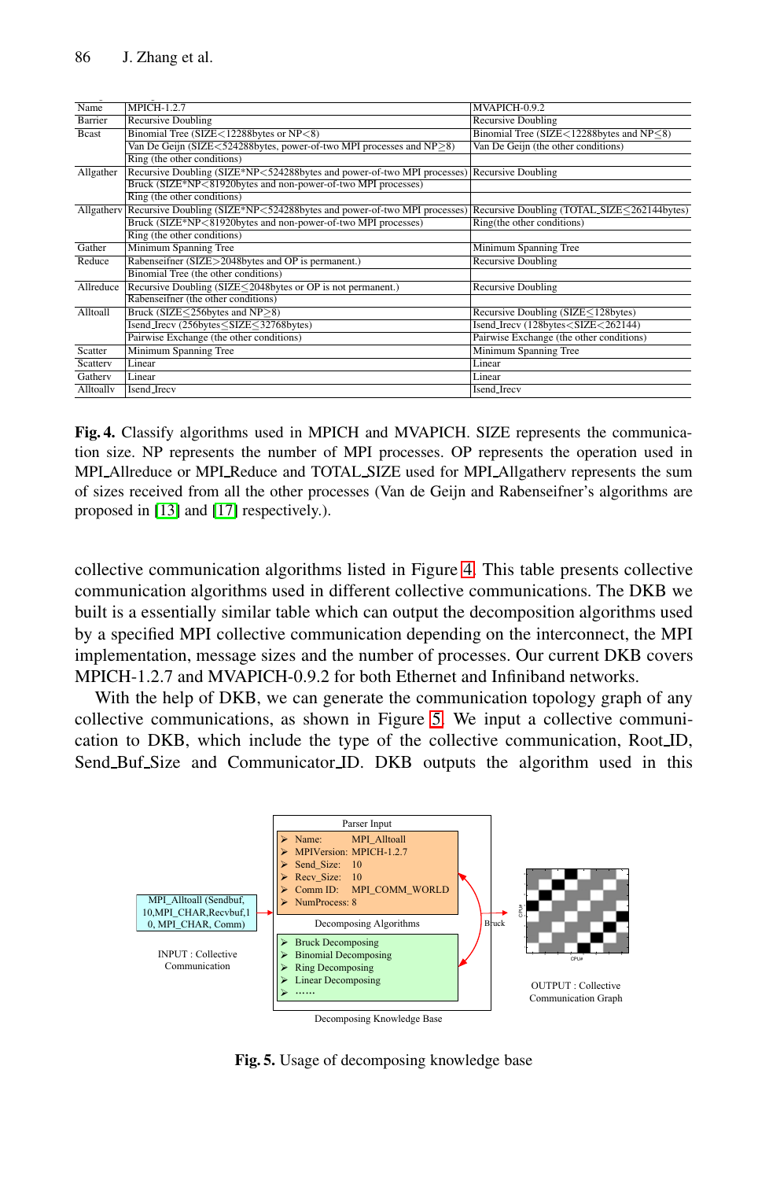| Name | MPICH-1.2.7 | MVAPICH-0.9.2 |
|---|---|---|
| Barrier | Recursive Doubling | Recursive Doubling |
| Bcast | Binomial Tree (SIZE<12288bytes or NP<8) | Binomial Tree (SIZE<12288bytes and NP≤8) |
| | Van De Geijn (SIZE<524288bytes, power-of-two MPI processes and NP≥8) | Van De Geijn (the other conditions) |
| | Ring (the other conditions) | |
| Allgather | Recursive Doubling (SIZE*NP<524288bytes and power-of-two MPI processes) | Recursive Doubling |
| | Bruck (SIZE*NP<81920bytes and non-power-of-two MPI processes) | |
| | Ring (the other conditions) | |
| Allgatherv | Recursive Doubling (SIZE*NP<524288bytes and power-of-two MPI processes) | Recursive Doubling (TOTAL_SIZE≤262144bytes) |
| | Bruck (SIZE*NP<81920bytes and non-power-of-two MPI processes) | Ring(the other conditions) |
| | Ring (the other conditions) | |
| Gather | Minimum Spanning Tree | Minimum Spanning Tree |
| Reduce | Rabenseifner (SIZE>2048bytes and OP is permanent.) | Recursive Doubling |
| | Binomial Tree (the other conditions) | |
| Allreduce | Recursive Doubling (SIZE≤2048bytes or OP is not permanent.) | Recursive Doubling |
| | Rabenseifner (the other conditions) | |
| Alltoall | Bruck (SIZE≤256bytes and NP≥8) | Recursive Doubling (SIZE≤128bytes) |
| | Isend_Irecv (256bytes≤SIZE≤32768bytes) | Isend_Irecv (128bytes<SIZE<262144) |
| | Pairwise Exchange (the other conditions) | Pairwise Exchange (the other conditions) |
| Scatter | Minimum Spanning Tree | Minimum Spanning Tree |
| Scatterv | Linear | Linear |
| Gatherv | Linear | Linear |
| Alltoallv | Isend_Irecv | Isend_Irecv |

**Fig. 4.** Classify algorithms used in MPICH and MVAPICH. SIZE represents the communication size. NP represents the number of MPI processes. OP represents the operation used in MPI_Allreduce or MPI_Reduce and TOTAL_SIZE used for MPI_Allgatherv represents the sum of sizes received from all the other processes (Van de Geijn and Rabenseifner's algorithms are proposed in [13] and [17] respectively.).

collective communication algorithms listed in Figure 4. This table presents collective communication algorithms used in different collective communications. The DKB we built is a essentially similar table which can output the decomposition algorithms used by a specified MPI collective communication depending on the interconnect, the MPI implementation, message sizes and the number of processes. Our current DKB covers MPICH-1.2.7 and MVAPICH-0.9.2 for both Ethernet and Infiniband networks.

With the help of DKB, we can generate the communication topology graph of any collective communications, as shown in Figure 5. We input a collective communication to DKB, which include the type of the collective communication, Root_ID, Send_Buf_Size and Communicator_ID. DKB outputs the algorithm used in this

**Fig. 5.** Usage of decomposing knowledge base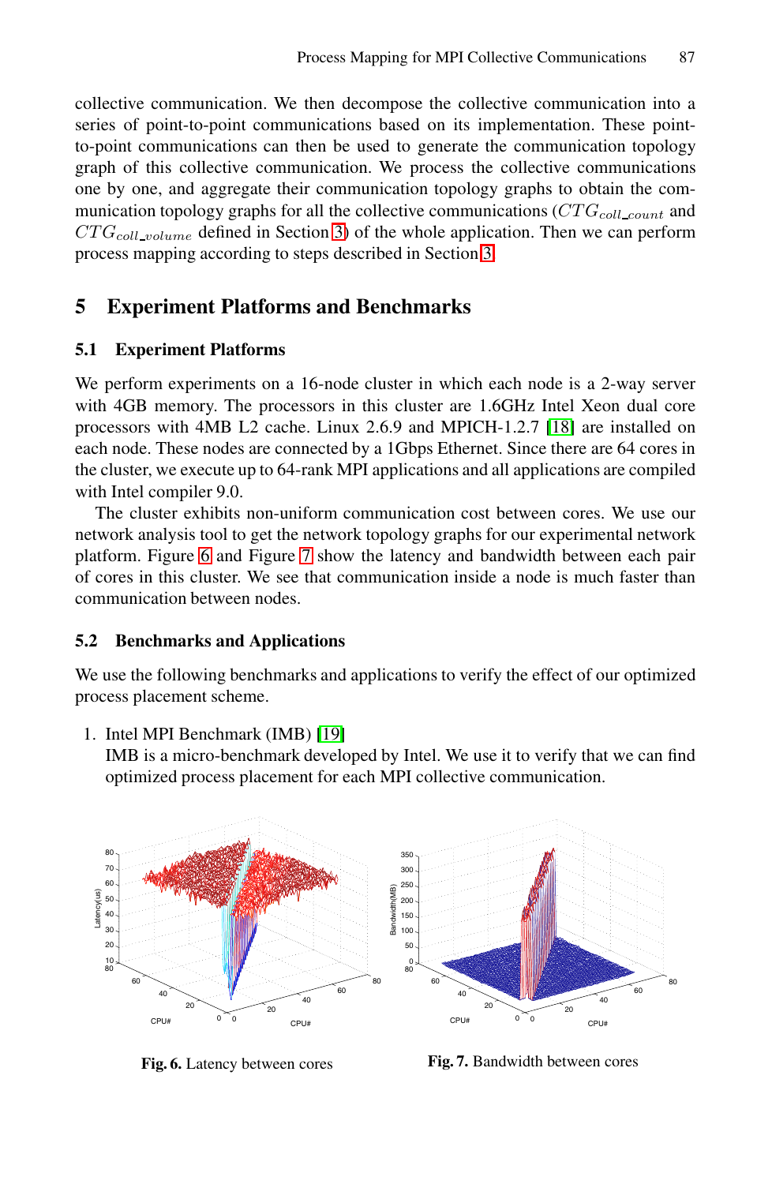collective communication. We then decompose the collective communication into a series of point-to-point communications based on its implementation. These point-to-point communications can then be used to generate the communication topology graph of this collective communication. We process the collective communications one by one, and aggregate their communication topology graphs to obtain the communication topology graphs for all the collective communications ($CTG_{coll\_count}$ and $CTG_{coll\_volume}$ defined in Section 3) of the whole application. Then we can perform process mapping according to steps described in Section 3.

## 5 Experiment Platforms and Benchmarks

### 5.1 Experiment Platforms

We perform experiments on a 16-node cluster in which each node is a 2-way server with 4GB memory. The processors in this cluster are 1.6GHz Intel Xeon dual core processors with 4MB L2 cache. Linux 2.6.9 and MPICH-1.2.7 [18] are installed on each node. These nodes are connected by a 1Gbps Ethernet. Since there are 64 cores in the cluster, we execute up to 64-rank MPI applications and all applications are compiled with Intel compiler 9.0.

The cluster exhibits non-uniform communication cost between cores. We use our network analysis tool to get the network topology graphs for our experimental network platform. Figure 6 and Figure 7 show the latency and bandwidth between each pair of cores in this cluster. We see that communication inside a node is much faster than communication between nodes.

### 5.2 Benchmarks and Applications

We use the following benchmarks and applications to verify the effect of our optimized process placement scheme.

1. Intel MPI Benchmark (IMB) [19]
   IMB is a micro-benchmark developed by Intel. We use it to verify that we can find optimized process placement for each MPI collective communication.

**Fig. 6.** Latency between cores

**Fig. 7.** Bandwidth between cores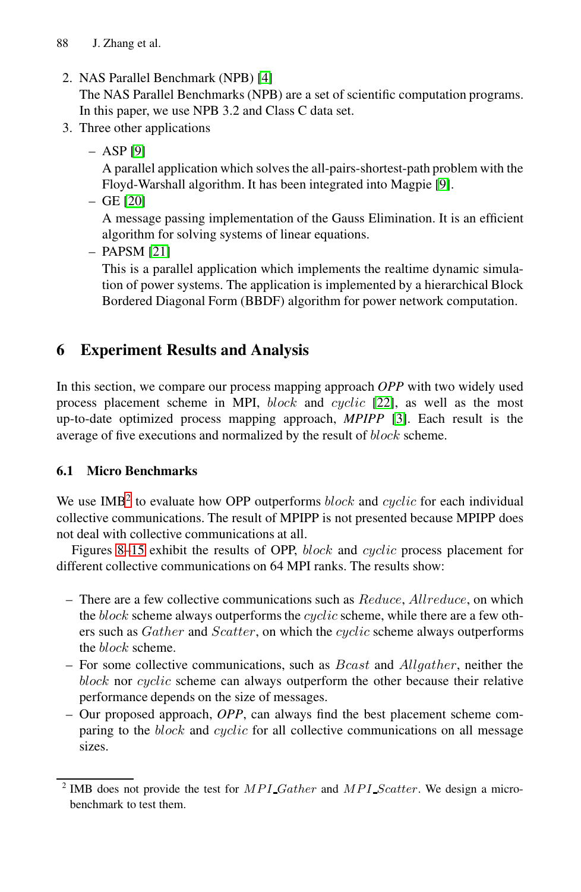2. NAS Parallel Benchmark (NPB) [4]
   The NAS Parallel Benchmarks (NPB) are a set of scientific computation programs. In this paper, we use NPB 3.2 and Class C data set.
3. Three other applications
   - ASP [9]
     A parallel application which solves the all-pairs-shortest-path problem with the Floyd-Warshall algorithm. It has been integrated into Magpie [9].
   - GE [20]
     A message passing implementation of the Gauss Elimination. It is an efficient algorithm for solving systems of linear equations.
   - PAPSM [21]
     This is a parallel application which implements the realtime dynamic simulation of power systems. The application is implemented by a hierarchical Block Bordered Diagonal Form (BBDF) algorithm for power network computation.

## 6 Experiment Results and Analysis

In this section, we compare our process mapping approach ***OPP*** with two widely used process placement scheme in MPI, *block* and *cyclic* [22], as well as the most up-to-date optimized process mapping approach, ***MPIPP*** [3]. Each result is the average of five executions and normalized by the result of *block* scheme.

### 6.1 Micro Benchmarks

We use IMB[2] to evaluate how OPP outperforms *block* and *cyclic* for each individual collective communications. The result of MPIPP is not presented because MPIPP does not deal with collective communications at all.

Figures 8–15 exhibit the results of OPP, *block* and *cyclic* process placement for different collective communications on 64 MPI ranks. The results show:

- There are a few collective communications such as *Reduce*, *Allreduce*, on which the *block* scheme always outperforms the *cyclic* scheme, while there are a few others such as *Gather* and *Scatter*, on which the *cyclic* scheme always outperforms the *block* scheme.
- For some collective communications, such as *Bcast* and *Allgather*, neither the *block* nor *cyclic* scheme can always outperform the other because their relative performance depends on the size of messages.
- Our proposed approach, ***OPP***, can always find the best placement scheme comparing to the *block* and *cyclic* for all collective communications on all message sizes.

[2] IMB does not provide the test for *MPI_Gather* and *MPI_Scatter*. We design a microbenchmark to test them.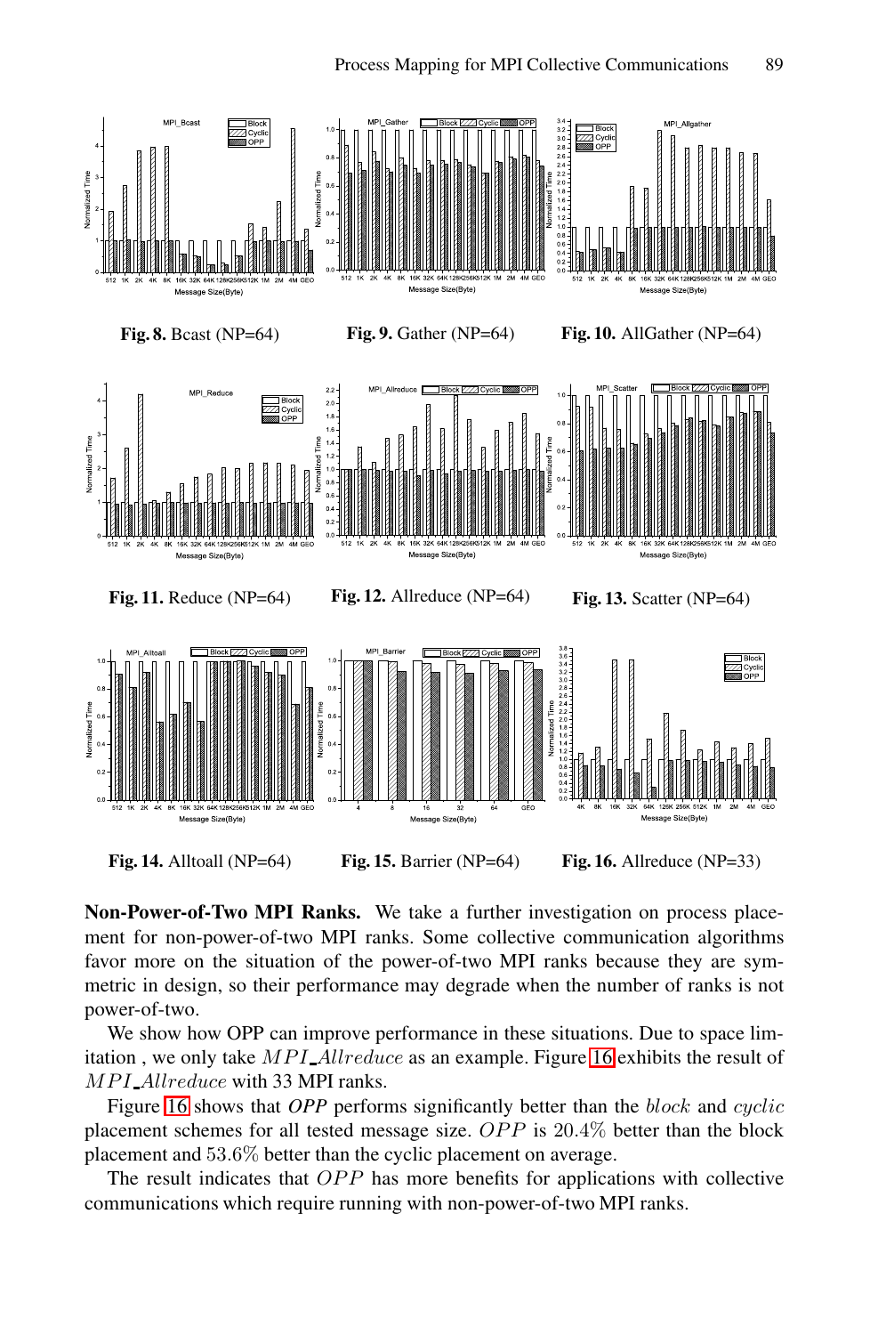Fig. 8. Bcast (NP=64)

Fig. 9. Gather (NP=64)

Fig. 10. AllGather (NP=64)

Fig. 11. Reduce (NP=64)

Fig. 12. Allreduce (NP=64)

Fig. 13. Scatter (NP=64)

Fig. 14. Alltoall (NP=64)

Fig. 15. Barrier (NP=64)

Fig. 16. Allreduce (NP=33)

**Non-Power-of-Two MPI Ranks.** We take a further investigation on process placement for non-power-of-two MPI ranks. Some collective communication algorithms favor more on the situation of the power-of-two MPI ranks because they are symmetric in design, so their performance may degrade when the number of ranks is not power-of-two.

We show how OPP can improve performance in these situations. Due to space limitation , we only take $MPI\_Allreduce$ as an example. Figure 16 exhibits the result of $MPI\_Allreduce$ with 33 MPI ranks.

Figure 16 shows that ***OPP*** performs significantly better than the *block* and *cyclic* placement schemes for all tested message size. $OPP$ is $20.4\%$ better than the block placement and $53.6\%$ better than the cyclic placement on average.

The result indicates that $OPP$ has more benefits for applications with collective communications which require running with non-power-of-two MPI ranks.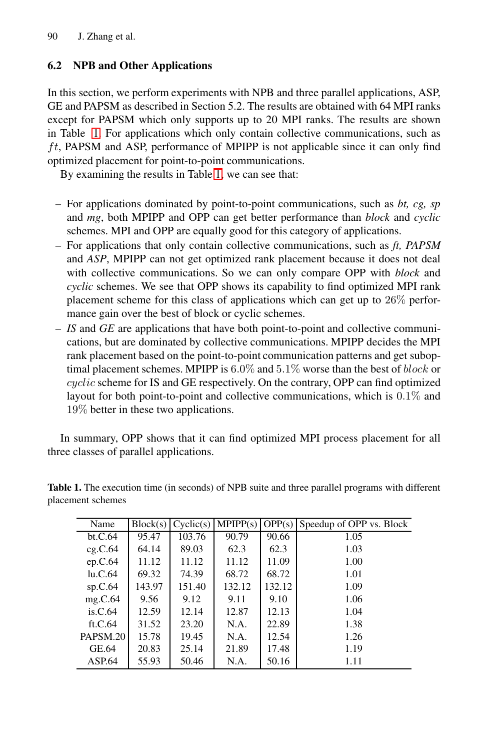### 6.2 NPB and Other Applications

In this section, we perform experiments with NPB and three parallel applications, ASP, GE and PAPSM as described in Section 5.2. The results are obtained with 64 MPI ranks except for PAPSM which only supports up to 20 MPI ranks. The results are shown in Table 1. For applications which only contain collective communications, such as $ft$, PAPSM and ASP, performance of MPIPP is not applicable since it can only find optimized placement for point-to-point communications.

By examining the results in Table 1, we can see that:

- For applications dominated by point-to-point communications, such as *bt, cg, sp* and *mg*, both MPIPP and OPP can get better performance than *block* and *cyclic* schemes. MPI and OPP are equally good for this category of applications.
- For applications that only contain collective communications, such as *ft, PAPSM* and *ASP*, MPIPP can not get optimized rank placement because it does not deal with collective communications. So we can only compare OPP with *block* and *cyclic* schemes. We see that OPP shows its capability to find optimized MPI rank placement scheme for this class of applications which can get up to $26\%$ performance gain over the best of block or cyclic schemes.
- *IS* and *GE* are applications that have both point-to-point and collective communications, but are dominated by collective communications. MPIPP decides the MPI rank placement based on the point-to-point communication patterns and get suboptimal placement schemes. MPIPP is $6.0\%$ and $5.1\%$ worse than the best of $block$ or $cyclic$ scheme for IS and GE respectively. On the contrary, OPP can find optimized layout for both point-to-point and collective communications, which is $0.1\%$ and $19\%$ better in these two applications.

In summary, OPP shows that it can find optimized MPI process placement for all three classes of parallel applications.

**Table 1.** The execution time (in seconds) of NPB suite and three parallel programs with different placement schemes

| Name | Block(s) | Cyclic(s) | MPIPP(s) | OPP(s) | Speedup of OPP vs. Block |
|---|---|---|---|---|---|
| bt.C.64 | 95.47 | 103.76 | 90.79 | 90.66 | 1.05 |
| cg.C.64 | 64.14 | 89.03 | 62.3 | 62.3 | 1.03 |
| ep.C.64 | 11.12 | 11.12 | 11.12 | 11.09 | 1.00 |
| lu.C.64 | 69.32 | 74.39 | 68.72 | 68.72 | 1.01 |
| sp.C.64 | 143.97 | 151.40 | 132.12 | 132.12 | 1.09 |
| mg.C.64 | 9.56 | 9.12 | 9.11 | 9.10 | 1.06 |
| is.C.64 | 12.59 | 12.14 | 12.87 | 12.13 | 1.04 |
| ft.C.64 | 31.52 | 23.20 | N.A. | 22.89 | 1.38 |
| PAPSM.20 | 15.78 | 19.45 | N.A. | 12.54 | 1.26 |
| GE.64 | 20.83 | 25.14 | 21.89 | 17.48 | 1.19 |
| ASP.64 | 55.93 | 50.46 | N.A. | 50.16 | 1.11 |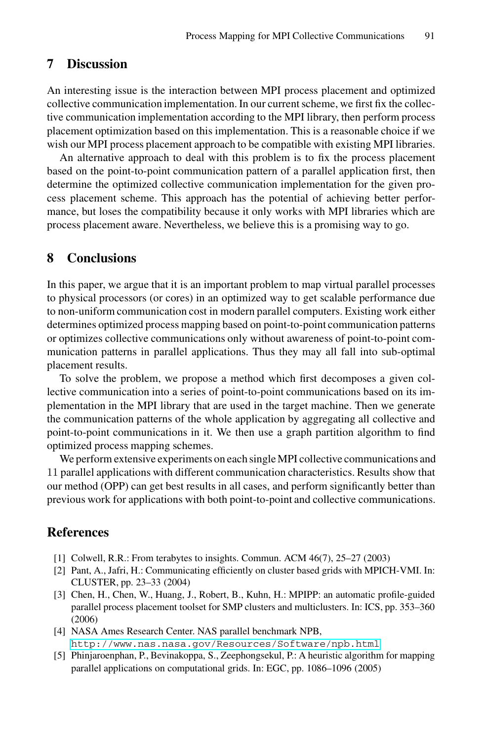## 7 Discussion

An interesting issue is the interaction between MPI process placement and optimized collective communication implementation. In our current scheme, we first fix the collective communication implementation according to the MPI library, then perform process placement optimization based on this implementation. This is a reasonable choice if we wish our MPI process placement approach to be compatible with existing MPI libraries.

An alternative approach to deal with this problem is to fix the process placement based on the point-to-point communication pattern of a parallel application first, then determine the optimized collective communication implementation for the given process placement scheme. This approach has the potential of achieving better performance, but loses the compatibility because it only works with MPI libraries which are process placement aware. Nevertheless, we believe this is a promising way to go.

## 8 Conclusions

In this paper, we argue that it is an important problem to map virtual parallel processes to physical processors (or cores) in an optimized way to get scalable performance due to non-uniform communication cost in modern parallel computers. Existing work either determines optimized process mapping based on point-to-point communication patterns or optimizes collective communications only without awareness of point-to-point communication patterns in parallel applications. Thus they may all fall into sub-optimal placement results.

To solve the problem, we propose a method which first decomposes a given collective communication into a series of point-to-point communications based on its implementation in the MPI library that are used in the target machine. Then we generate the communication patterns of the whole application by aggregating all collective and point-to-point communications in it. We then use a graph partition algorithm to find optimized process mapping schemes.

We perform extensive experiments on each single MPI collective communications and 11 parallel applications with different communication characteristics. Results show that our method (OPP) can get best results in all cases, and perform significantly better than previous work for applications with both point-to-point and collective communications.

## References

[1] Colwell, R.R.: From terabytes to insights. Commun. ACM 46(7), 25–27 (2003)

[2] Pant, A., Jafri, H.: Communicating efficiently on cluster based grids with MPICH-VMI. In: CLUSTER, pp. 23–33 (2004)

[3] Chen, H., Chen, W., Huang, J., Robert, B., Kuhn, H.: MPIPP: an automatic profile-guided parallel process placement toolset for SMP clusters and multiclusters. In: ICS, pp. 353–360 (2006)

[4] NASA Ames Research Center. NAS parallel benchmark NPB, http://www.nas.nasa.gov/Resources/Software/npb.html

[5] Phinjaroenphan, P., Bevinakoppa, S., Zeephongsekul, P.: A heuristic algorithm for mapping parallel applications on computational grids. In: EGC, pp. 1086–1096 (2005)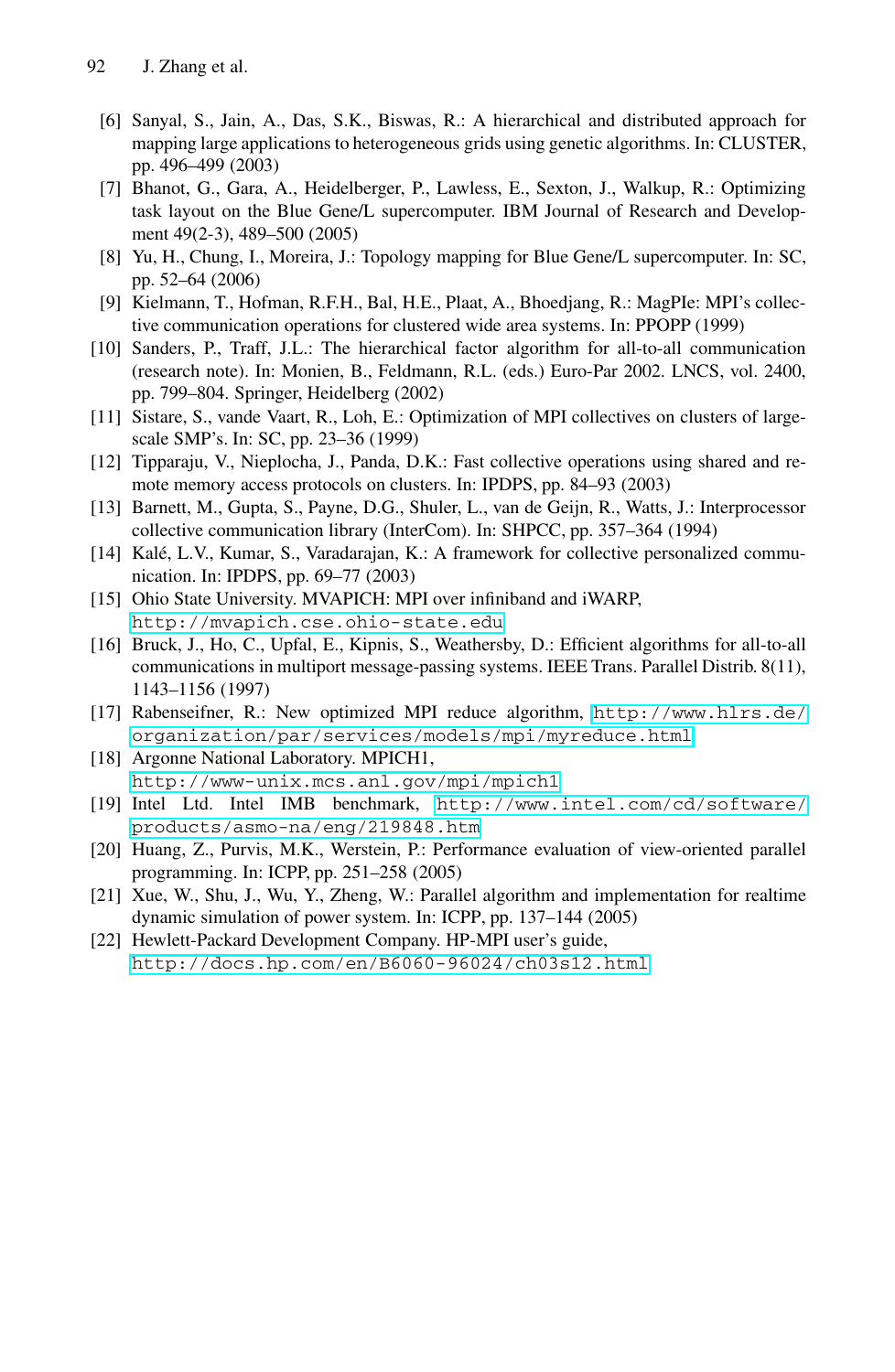[6] Sanyal, S., Jain, A., Das, S.K., Biswas, R.: A hierarchical and distributed approach for mapping large applications to heterogeneous grids using genetic algorithms. In: CLUSTER, pp. 496–499 (2003)

[7] Bhanot, G., Gara, A., Heidelberger, P., Lawless, E., Sexton, J., Walkup, R.: Optimizing task layout on the Blue Gene/L supercomputer. IBM Journal of Research and Development 49(2-3), 489–500 (2005)

[8] Yu, H., Chung, I., Moreira, J.: Topology mapping for Blue Gene/L supercomputer. In: SC, pp. 52–64 (2006)

[9] Kielmann, T., Hofman, R.F.H., Bal, H.E., Plaat, A., Bhoedjang, R.: MagPIe: MPI's collective communication operations for clustered wide area systems. In: PPOPP (1999)

[10] Sanders, P., Traff, J.L.: The hierarchical factor algorithm for all-to-all communication (research note). In: Monien, B., Feldmann, R.L. (eds.) Euro-Par 2002. LNCS, vol. 2400, pp. 799–804. Springer, Heidelberg (2002)

[11] Sistare, S., vande Vaart, R., Loh, E.: Optimization of MPI collectives on clusters of large-scale SMP's. In: SC, pp. 23–36 (1999)

[12] Tipparaju, V., Nieplocha, J., Panda, D.K.: Fast collective operations using shared and remote memory access protocols on clusters. In: IPDPS, pp. 84–93 (2003)

[13] Barnett, M., Gupta, S., Payne, D.G., Shuler, L., van de Geijn, R., Watts, J.: Interprocessor collective communication library (InterCom). In: SHPCC, pp. 357–364 (1994)

[14] Kalé, L.V., Kumar, S., Varadarajan, K.: A framework for collective personalized communication. In: IPDPS, pp. 69–77 (2003)

[15] Ohio State University. MVAPICH: MPI over infiniband and iWARP, http://mvapich.cse.ohio-state.edu

[16] Bruck, J., Ho, C., Upfal, E., Kipnis, S., Weathersby, D.: Efficient algorithms for all-to-all communications in multiport message-passing systems. IEEE Trans. Parallel Distrib. 8(11), 1143–1156 (1997)

[17] Rabenseifner, R.: New optimized MPI reduce algorithm, http://www.hlrs.de/organization/par/services/models/mpi/myreduce.html

[18] Argonne National Laboratory. MPICH1, http://www-unix.mcs.anl.gov/mpi/mpich1

[19] Intel Ltd. Intel IMB benchmark, http://www.intel.com/cd/software/products/asmo-na/eng/219848.htm

[20] Huang, Z., Purvis, M.K., Werstein, P.: Performance evaluation of view-oriented parallel programming. In: ICPP, pp. 251–258 (2005)

[21] Xue, W., Shu, J., Wu, Y., Zheng, W.: Parallel algorithm and implementation for realtime dynamic simulation of power system. In: ICPP, pp. 137–144 (2005)

[22] Hewlett-Packard Development Company. HP-MPI user's guide, http://docs.hp.com/en/B6060-96024/ch03s12.html